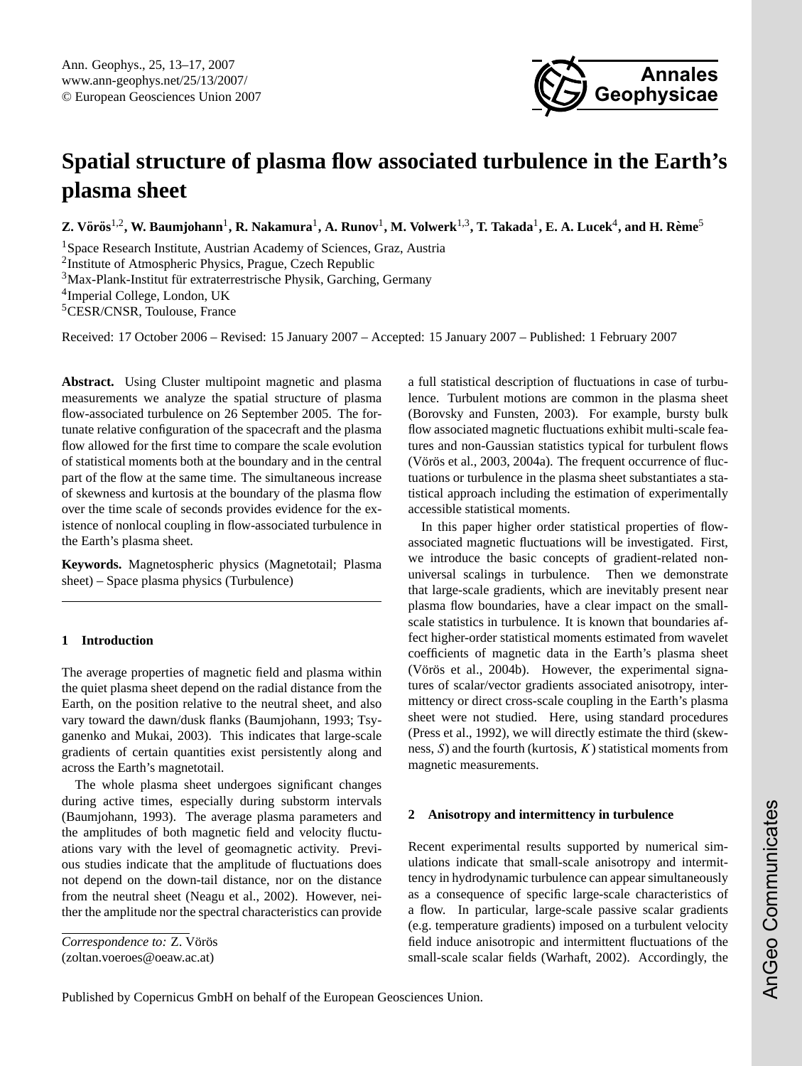# Spatial structure of plasma flow associated turbulence in the Earth's plasma sheet

**Z. Vörös[1,2], W. Baumjohann[1], R. Nakamura[1], A. Runov[1], M. Volwerk[1,3], T. Takada[1], E. A. Lucek[4], and H. Rème[5]**

[1]Space Research Institute, Austrian Academy of Sciences, Graz, Austria
[2]Institute of Atmospheric Physics, Prague, Czech Republic
[3]Max-Plank-Institut für extraterrestrische Physik, Garching, Germany
[4]Imperial College, London, UK
[5]CESR/CNSR, Toulouse, France

Received: 17 October 2006 – Revised: 15 January 2007 – Accepted: 15 January 2007 – Published: 1 February 2007

**Abstract.** Using Cluster multipoint magnetic and plasma measurements we analyze the spatial structure of plasma flow-associated turbulence on 26 September 2005. The fortunate relative configuration of the spacecraft and the plasma flow allowed for the first time to compare the scale evolution of statistical moments both at the boundary and in the central part of the flow at the same time. The simultaneous increase of skewness and kurtosis at the boundary of the plasma flow over the time scale of seconds provides evidence for the existence of nonlocal coupling in flow-associated turbulence in the Earth's plasma sheet.

**Keywords.** Magnetospheric physics (Magnetotail; Plasma sheet) – Space plasma physics (Turbulence)

## 1 Introduction

The average properties of magnetic field and plasma within the quiet plasma sheet depend on the radial distance from the Earth, on the position relative to the neutral sheet, and also vary toward the dawn/dusk flanks (Baumjohann, 1993; Tsyganenko and Mukai, 2003). This indicates that large-scale gradients of certain quantities exist persistently along and across the Earth's magnetotail.

The whole plasma sheet undergoes significant changes during active times, especially during substorm intervals (Baumjohann, 1993). The average plasma parameters and the amplitudes of both magnetic field and velocity fluctuations vary with the level of geomagnetic activity. Previous studies indicate that the amplitude of fluctuations does not depend on the down-tail distance, nor on the distance from the neutral sheet (Neagu et al., 2002). However, neither the amplitude nor the spectral characteristics can provide a full statistical description of fluctuations in case of turbulence. Turbulent motions are common in the plasma sheet (Borovsky and Funsten, 2003). For example, bursty bulk flow associated magnetic fluctuations exhibit multi-scale features and non-Gaussian statistics typical for turbulent flows (Vörös et al., 2003, 2004a). The frequent occurrence of fluctuations or turbulence in the plasma sheet substantiates a statistical approach including the estimation of experimentally accessible statistical moments.

In this paper higher order statistical properties of flow-associated magnetic fluctuations will be investigated. First, we introduce the basic concepts of gradient-related non-universal scalings in turbulence. Then we demonstrate that large-scale gradients, which are inevitably present near plasma flow boundaries, have a clear impact on the small-scale statistics in turbulence. It is known that boundaries affect higher-order statistical moments estimated from wavelet coefficients of magnetic data in the Earth's plasma sheet (Vörös et al., 2004b). However, the experimental signatures of scalar/vector gradients associated anisotropy, intermittency or direct cross-scale coupling in the Earth's plasma sheet were not studied. Here, using standard procedures (Press et al., 1992), we will directly estimate the third (skewness, $S$) and the fourth (kurtosis, $K$) statistical moments from magnetic measurements.

## 2 Anisotropy and intermittency in turbulence

Recent experimental results supported by numerical simulations indicate that small-scale anisotropy and intermittency in hydrodynamic turbulence can appear simultaneously as a consequence of specific large-scale characteristics of a flow. In particular, large-scale passive scalar gradients (e.g. temperature gradients) imposed on a turbulent velocity field induce anisotropic and intermittent fluctuations of the small-scale scalar fields (Warhaft, 2002). Accordingly, the

*Correspondence to:* Z. Vörös
(zoltan.voeroes@oeaw.ac.at)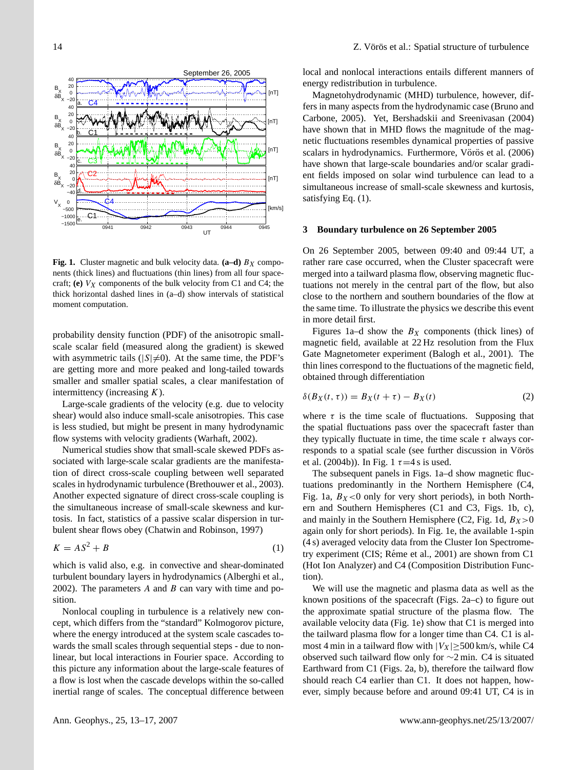Fig. 1. Cluster magnetic and bulk velocity data. **(a–d)** $B_X$ components (thick lines) and fluctuations (thin lines) from all four spacecraft; **(e)** $V_X$ components of the bulk velocity from C1 and C4; the thick horizontal dashed lines in (a–d) show intervals of statistical moment computation.

probability density function (PDF) of the anisotropic small-scale scalar field (measured along the gradient) is skewed with asymmetric tails ($|S|\neq 0$). At the same time, the PDF's are getting more and more peaked and long-tailed towards smaller and smaller spatial scales, a clear manifestation of intermittency (increasing $K$).

Large-scale gradients of the velocity (e.g. due to velocity shear) would also induce small-scale anisotropies. This case is less studied, but might be present in many hydrodynamic flow systems with velocity gradients (Warhaft, 2002).

Numerical studies show that small-scale skewed PDFs associated with large-scale scalar gradients are the manifestation of direct cross-scale coupling between well separated scales in hydrodynamic turbulence (Brethouwer et al., 2003). Another expected signature of direct cross-scale coupling is the simultaneous increase of small-scale skewness and kurtosis. In fact, statistics of a passive scalar dispersion in turbulent shear flows obey (Chatwin and Robinson, 1997)

$$K = AS^2 + B \tag{1}$$

which is valid also, e.g. in convective and shear-dominated turbulent boundary layers in hydrodynamics (Alberghi et al., 2002). The parameters $A$ and $B$ can vary with time and position.

Nonlocal coupling in turbulence is a relatively new concept, which differs from the "standard" Kolmogorov picture, where the energy introduced at the system scale cascades towards the small scales through sequential steps - due to nonlinear, but local interactions in Fourier space. According to this picture any information about the large-scale features of a flow is lost when the cascade develops within the so-called inertial range of scales. The conceptual difference between local and nonlocal interactions entails different manners of energy redistribution in turbulence.

Magnetohydrodynamic (MHD) turbulence, however, differs in many aspects from the hydrodynamic case (Bruno and Carbone, 2005). Yet, Bershadskii and Sreenivasan (2004) have shown that in MHD flows the magnitude of the magnetic fluctuations resembles dynamical properties of passive scalars in hydrodynamics. Furthermore, Vörös et al. (2006) have shown that large-scale boundaries and/or scalar gradient fields imposed on solar wind turbulence can lead to a simultaneous increase of small-scale skewness and kurtosis, satisfying Eq. (1).

## 3 Boundary turbulence on 26 September 2005

On 26 September 2005, between 09:40 and 09:44 UT, a rather rare case occurred, when the Cluster spacecraft were merged into a tailward plasma flow, observing magnetic fluctuations not merely in the central part of the flow, but also close to the northern and southern boundaries of the flow at the same time. To illustrate the physics we describe this event in more detail first.

Figures 1a–d show the $B_X$ components (thick lines) of magnetic field, available at 22 Hz resolution from the Flux Gate Magnetometer experiment (Balogh et al., 2001). The thin lines correspond to the fluctuations of the magnetic field, obtained through differentiation

$$\delta(B_X(t,\tau)) = B_X(t+\tau) - B_X(t) \tag{2}$$

where $\tau$ is the time scale of fluctuations. Supposing that the spatial fluctuations pass over the spacecraft faster than they typically fluctuate in time, the time scale $\tau$ always corresponds to a spatial scale (see further discussion in Vörös et al. (2004b)). In Fig. 1 $\tau$=4 s is used.

The subsequent panels in Figs. 1a–d show magnetic fluctuations predominantly in the Northern Hemisphere (C4, Fig. 1a, $B_X<0$ only for very short periods), in both Northern and Southern Hemispheres (C1 and C3, Figs. 1b, c), and mainly in the Southern Hemisphere (C2, Fig. 1d, $B_X>0$ again only for short periods). In Fig. 1e, the available 1-spin (4 s) averaged velocity data from the Cluster Ion Spectrometry experiment (CIS; Réme et al., 2001) are shown from C1 (Hot Ion Analyzer) and C4 (Composition Distribution Function).

We will use the magnetic and plasma data as well as the known positions of the spacecraft (Figs. 2a–c) to figure out the approximate spatial structure of the plasma flow. The available velocity data (Fig. 1e) show that C1 is merged into the tailward plasma flow for a longer time than C4. C1 is almost 4 min in a tailward flow with $|V_X|\geq$500 km/s, while C4 observed such tailward flow only for ∼2 min. C4 is situated Earthward from C1 (Figs. 2a, b), therefore the tailward flow should reach C4 earlier than C1. It does not happen, however, simply because before and around 09:41 UT, C4 is in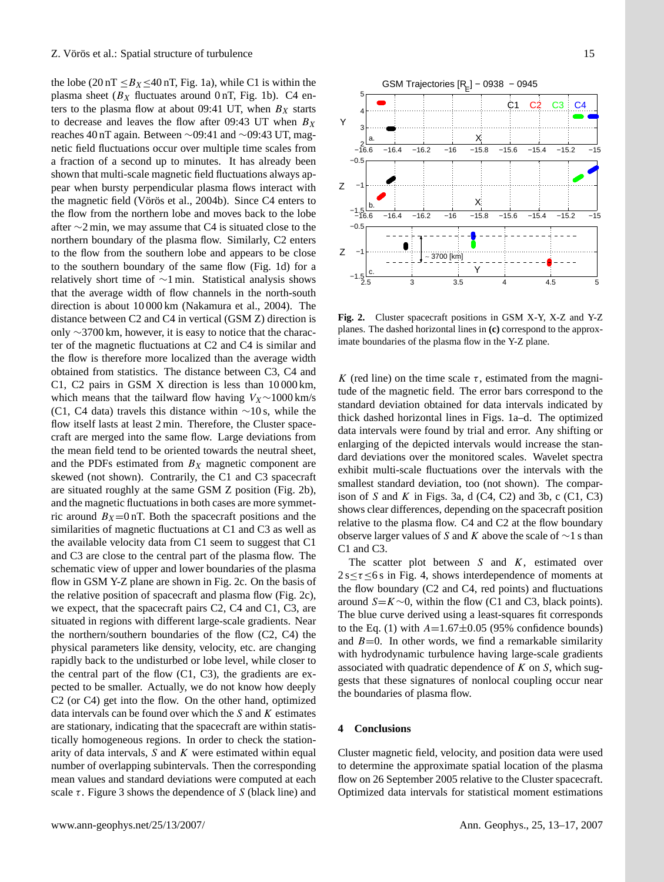the lobe ($20\,\text{nT} \leq B_X \leq 40\,\text{nT}$, Fig. 1a), while C1 is within the plasma sheet ($B_X$ fluctuates around 0 nT, Fig. 1b). C4 enters to the plasma flow at about 09:41 UT, when $B_X$ starts to decrease and leaves the flow after 09:43 UT when $B_X$ reaches 40 nT again. Between ∼09:41 and ∼09:43 UT, magnetic field fluctuations occur over multiple time scales from a fraction of a second up to minutes. It has already been shown that multi-scale magnetic field fluctuations always appear when bursty perpendicular plasma flows interact with the magnetic field (Vörös et al., 2004b). Since C4 enters to the flow from the northern lobe and moves back to the lobe after ∼2 min, we may assume that C4 is situated close to the northern boundary of the plasma flow. Similarly, C2 enters to the flow from the southern lobe and appears to be close to the southern boundary of the same flow (Fig. 1d) for a relatively short time of ∼1 min. Statistical analysis shows that the average width of flow channels in the north-south direction is about 10 000 km (Nakamura et al., 2004). The distance between C2 and C4 in vertical (GSM Z) direction is only ∼3700 km, however, it is easy to notice that the character of the magnetic fluctuations at C2 and C4 is similar and the flow is therefore more localized than the average width obtained from statistics. The distance between C3, C4 and C1, C2 pairs in GSM X direction is less than 10 000 km, which means that the tailward flow having $V_X \sim 1000$ km/s (C1, C4 data) travels this distance within ∼10 s, while the flow itself lasts at least 2 min. Therefore, the Cluster spacecraft are merged into the same flow. Large deviations from the mean field tend to be oriented towards the neutral sheet, and the PDFs estimated from $B_X$ magnetic component are skewed (not shown). Contrarily, the C1 and C3 spacecraft are situated roughly at the same GSM Z position (Fig. 2b), and the magnetic fluctuations in both cases are more symmetric around $B_X = 0$ nT. Both the spacecraft positions and the similarities of magnetic fluctuations at C1 and C3 as well as the available velocity data from C1 seem to suggest that C1 and C3 are close to the central part of the plasma flow. The schematic view of upper and lower boundaries of the plasma flow in GSM Y-Z plane are shown in Fig. 2c. On the basis of the relative position of spacecraft and plasma flow (Fig. 2c), we expect, that the spacecraft pairs C2, C4 and C1, C3, are situated in regions with different large-scale gradients. Near the northern/southern boundaries of the flow (C2, C4) the physical parameters like density, velocity, etc. are changing rapidly back to the undisturbed or lobe level, while closer to the central part of the flow (C1, C3), the gradients are expected to be smaller. Actually, we do not know how deeply C2 (or C4) get into the flow. On the other hand, optimized data intervals can be found over which the $S$ and $K$ estimates are stationary, indicating that the spacecraft are within statistically homogeneous regions. In order to check the stationarity of data intervals, $S$ and $K$ were estimated within equal number of overlapping subintervals. Then the corresponding mean values and standard deviations were computed at each scale $\tau$. Figure 3 shows the dependence of $S$ (black line) and

**Fig. 2.** Cluster spacecraft positions in GSM X-Y, X-Z and Y-Z planes. The dashed horizontal lines in **(c)** correspond to the approximate boundaries of the plasma flow in the Y-Z plane.

$K$ (red line) on the time scale $\tau$, estimated from the magnitude of the magnetic field. The error bars correspond to the standard deviation obtained for data intervals indicated by thick dashed horizontal lines in Figs. 1a–d. The optimized data intervals were found by trial and error. Any shifting or enlarging of the depicted intervals would increase the standard deviations over the monitored scales. Wavelet spectra exhibit multi-scale fluctuations over the intervals with the smallest standard deviation, too (not shown). The comparison of $S$ and $K$ in Figs. 3a, d (C4, C2) and 3b, c (C1, C3) shows clear differences, depending on the spacecraft position relative to the plasma flow. C4 and C2 at the flow boundary observe larger values of $S$ and $K$ above the scale of ∼1 s than C1 and C3.

The scatter plot between $S$ and $K$, estimated over $2\,\text{s} \leq \tau \leq 6\,\text{s}$ in Fig. 4, shows interdependence of moments at the flow boundary (C2 and C4, red points) and fluctuations around $S = K \sim 0$, within the flow (C1 and C3, black points). The blue curve derived using a least-squares fit corresponds to the Eq. (1) with $A = 1.67 \pm 0.05$ (95% confidence bounds) and $B = 0$. In other words, we find a remarkable similarity with hydrodynamic turbulence having large-scale gradients associated with quadratic dependence of $K$ on $S$, which suggests that these signatures of nonlocal coupling occur near the boundaries of plasma flow.

## 4 Conclusions

Cluster magnetic field, velocity, and position data were used to determine the approximate spatial location of the plasma flow on 26 September 2005 relative to the Cluster spacecraft. Optimized data intervals for statistical moment estimations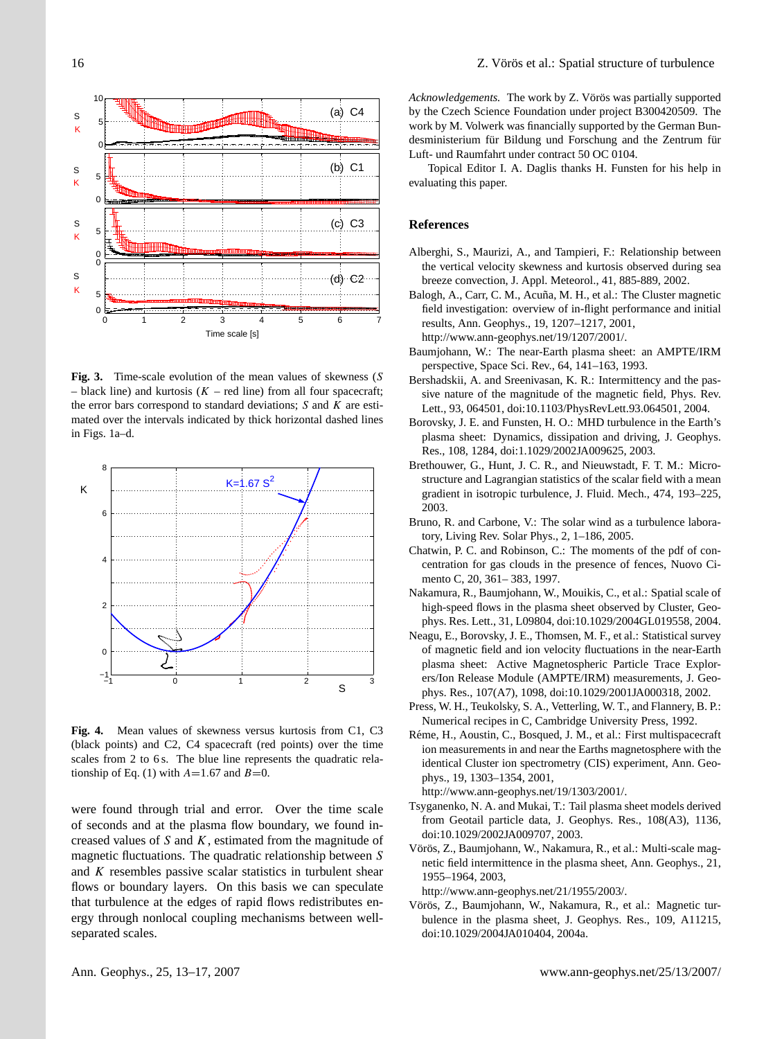**Fig. 3.** Time-scale evolution of the mean values of skewness ($S$ – black line) and kurtosis ($K$ – red line) from all four spacecraft; the error bars correspond to standard deviations; $S$ and $K$ are estimated over the intervals indicated by thick horizontal dashed lines in Figs. 1a–d.

**Fig. 4.** Mean values of skewness versus kurtosis from C1, C3 (black points) and C2, C4 spacecraft (red points) over the time scales from 2 to 6 s. The blue line represents the quadratic relationship of Eq. (1) with $A$=1.67 and $B$=0.

were found through trial and error. Over the time scale of seconds and at the plasma flow boundary, we found increased values of $S$ and $K$, estimated from the magnitude of magnetic fluctuations. The quadratic relationship between $S$ and $K$ resembles passive scalar statistics in turbulent shear flows or boundary layers. On this basis we can speculate that turbulence at the edges of rapid flows redistributes energy through nonlocal coupling mechanisms between well-separated scales.

*Acknowledgements.* The work by Z. Vörös was partially supported by the Czech Science Foundation under project B300420509. The work by M. Volwerk was financially supported by the German Bundesministerium für Bildung und Forschung and the Zentrum für Luft- und Raumfahrt under contract 50 OC 0104.

Topical Editor I. A. Daglis thanks H. Funsten for his help in evaluating this paper.

## References

Alberghi, S., Maurizi, A., and Tampieri, F.: Relationship between the vertical velocity skewness and kurtosis observed during sea breeze convection, J. Appl. Meteorol., 41, 885-889, 2002.

Balogh, A., Carr, C. M., Acuña, M. H., et al.: The Cluster magnetic field investigation: overview of in-flight performance and initial results, Ann. Geophys., 19, 1207–1217, 2001, http://www.ann-geophys.net/19/1207/2001/.

Baumjohann, W.: The near-Earth plasma sheet: an AMPTE/IRM perspective, Space Sci. Rev., 64, 141–163, 1993.

Bershadskii, A. and Sreenivasan, K. R.: Intermittency and the passive nature of the magnitude of the magnetic field, Phys. Rev. Lett., 93, 064501, doi:10.1103/PhysRevLett.93.064501, 2004.

Borovsky, J. E. and Funsten, H. O.: MHD turbulence in the Earth's plasma sheet: Dynamics, dissipation and driving, J. Geophys. Res., 108, 1284, doi:1.1029/2002JA009625, 2003.

Brethouwer, G., Hunt, J. C. R., and Nieuwstadt, F. T. M.: Microstructure and Lagrangian statistics of the scalar field with a mean gradient in isotropic turbulence, J. Fluid. Mech., 474, 193–225, 2003.

Bruno, R. and Carbone, V.: The solar wind as a turbulence laboratory, Living Rev. Solar Phys., 2, 1–186, 2005.

Chatwin, P. C. and Robinson, C.: The moments of the pdf of concentration for gas clouds in the presence of fences, Nuovo Cimento C, 20, 361– 383, 1997.

Nakamura, R., Baumjohann, W., Mouikis, C., et al.: Spatial scale of high-speed flows in the plasma sheet observed by Cluster, Geophys. Res. Lett., 31, L09804, doi:10.1029/2004GL019558, 2004.

Neagu, E., Borovsky, J. E., Thomsen, M. F., et al.: Statistical survey of magnetic field and ion velocity fluctuations in the near-Earth plasma sheet: Active Magnetospheric Particle Trace Explorers/Ion Release Module (AMPTE/IRM) measurements, J. Geophys. Res., 107(A7), 1098, doi:10.1029/2001JA000318, 2002.

Press, W. H., Teukolsky, S. A., Vetterling, W. T., and Flannery, B. P.: Numerical recipes in C, Cambridge University Press, 1992.

Réme, H., Aoustin, C., Bosqued, J. M., et al.: First multispacecraft ion measurements in and near the Earths magnetosphere with the identical Cluster ion spectrometry (CIS) experiment, Ann. Geophys., 19, 1303–1354, 2001, http://www.ann-geophys.net/19/1303/2001/.

Tsyganenko, N. A. and Mukai, T.: Tail plasma sheet models derived from Geotail particle data, J. Geophys. Res., 108(A3), 1136, doi:10.1029/2002JA009707, 2003.

Vörös, Z., Baumjohann, W., Nakamura, R., et al.: Multi-scale magnetic field intermittence in the plasma sheet, Ann. Geophys., 21, 1955–1964, 2003, http://www.ann-geophys.net/21/1955/2003/.

Vörös, Z., Baumjohann, W., Nakamura, R., et al.: Magnetic turbulence in the plasma sheet, J. Geophys. Res., 109, A11215, doi:10.1029/2004JA010404, 2004a.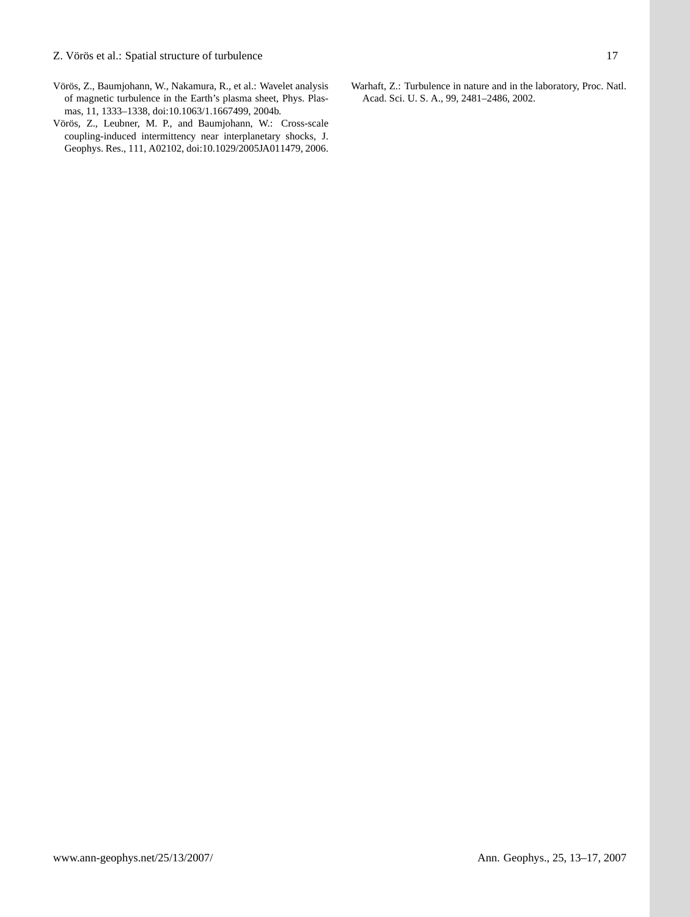Vörös, Z., Baumjohann, W., Nakamura, R., et al.: Wavelet analysis of magnetic turbulence in the Earth's plasma sheet, Phys. Plasmas, 11, 1333–1338, doi:10.1063/1.1667499, 2004b.

Vörös, Z., Leubner, M. P., and Baumjohann, W.: Cross-scale coupling-induced intermittency near interplanetary shocks, J. Geophys. Res., 111, A02102, doi:10.1029/2005JA011479, 2006.

Warhaft, Z.: Turbulence in nature and in the laboratory, Proc. Natl. Acad. Sci. U. S. A., 99, 2481–2486, 2002.